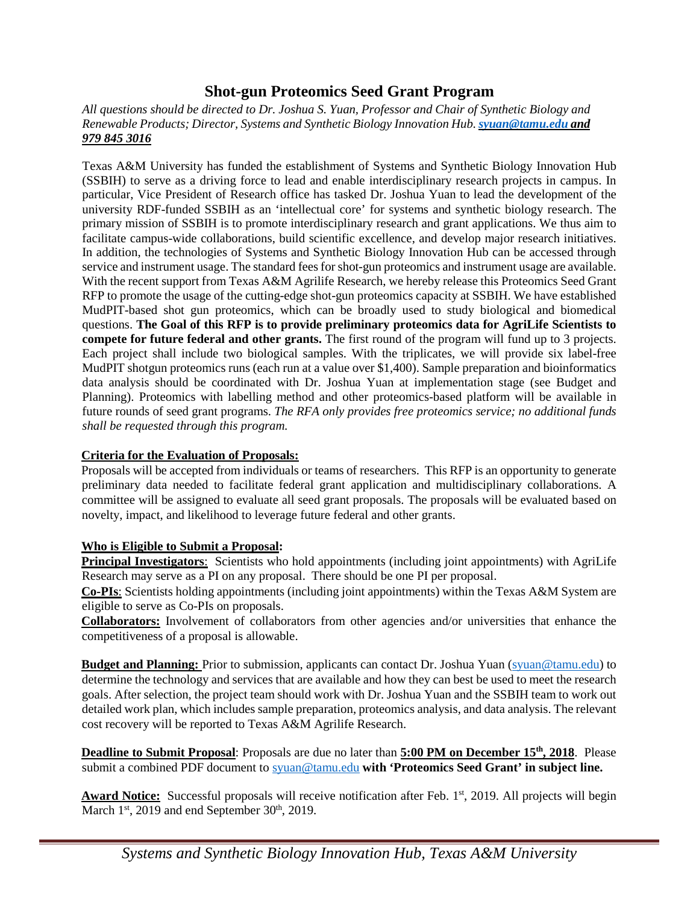# Shot-gun Proteomics Seed Grant Program

*All questions should be directed to Dr. Joshua S. Yuan, Professor and Chair of Synthetic Biology and Renewable Products; Director, Systems and Synthetic Biology Innovation Hub.* ***syuan@tamu.edu and 979 845 3016***

Texas A&M University has funded the establishment of Systems and Synthetic Biology Innovation Hub (SSBIH) to serve as a driving force to lead and enable interdisciplinary research projects in campus. In particular, Vice President of Research office has tasked Dr. Joshua Yuan to lead the development of the university RDF-funded SSBIH as an 'intellectual core' for systems and synthetic biology research. The primary mission of SSBIH is to promote interdisciplinary research and grant applications. We thus aim to facilitate campus-wide collaborations, build scientific excellence, and develop major research initiatives. In addition, the technologies of Systems and Synthetic Biology Innovation Hub can be accessed through service and instrument usage. The standard fees for shot-gun proteomics and instrument usage are available. With the recent support from Texas A&M Agrilife Research, we hereby release this Proteomics Seed Grant RFP to promote the usage of the cutting-edge shot-gun proteomics capacity at SSBIH. We have established MudPIT-based shot gun proteomics, which can be broadly used to study biological and biomedical questions. **The Goal of this RFP is to provide preliminary proteomics data for AgriLife Scientists to compete for future federal and other grants.** The first round of the program will fund up to 3 projects. Each project shall include two biological samples. With the triplicates, we will provide six label-free MudPIT shotgun proteomics runs (each run at a value over $1,400). Sample preparation and bioinformatics data analysis should be coordinated with Dr. Joshua Yuan at implementation stage (see Budget and Planning). Proteomics with labelling method and other proteomics-based platform will be available in future rounds of seed grant programs. *The RFA only provides free proteomics service; no additional funds shall be requested through this program.*

**Criteria for the Evaluation of Proposals:**

Proposals will be accepted from individuals or teams of researchers. This RFP is an opportunity to generate preliminary data needed to facilitate federal grant application and multidisciplinary collaborations. A committee will be assigned to evaluate all seed grant proposals. The proposals will be evaluated based on novelty, impact, and likelihood to leverage future federal and other grants.

**Who is Eligible to Submit a Proposal:**

**Principal Investigators**: Scientists who hold appointments (including joint appointments) with AgriLife Research may serve as a PI on any proposal. There should be one PI per proposal.

**Co-PIs**: Scientists holding appointments (including joint appointments) within the Texas A&M System are eligible to serve as Co-PIs on proposals.

**Collaborators:** Involvement of collaborators from other agencies and/or universities that enhance the competitiveness of a proposal is allowable.

**Budget and Planning:** Prior to submission, applicants can contact Dr. Joshua Yuan (syuan@tamu.edu) to determine the technology and services that are available and how they can best be used to meet the research goals. After selection, the project team should work with Dr. Joshua Yuan and the SSBIH team to work out detailed work plan, which includes sample preparation, proteomics analysis, and data analysis. The relevant cost recovery will be reported to Texas A&M Agrilife Research.

**Deadline to Submit Proposal**: Proposals are due no later than **5:00 PM on December 15th, 2018**. Please submit a combined PDF document to syuan@tamu.edu **with 'Proteomics Seed Grant' in subject line.**

**Award Notice:** Successful proposals will receive notification after Feb. 1st, 2019. All projects will begin March 1st, 2019 and end September 30th, 2019.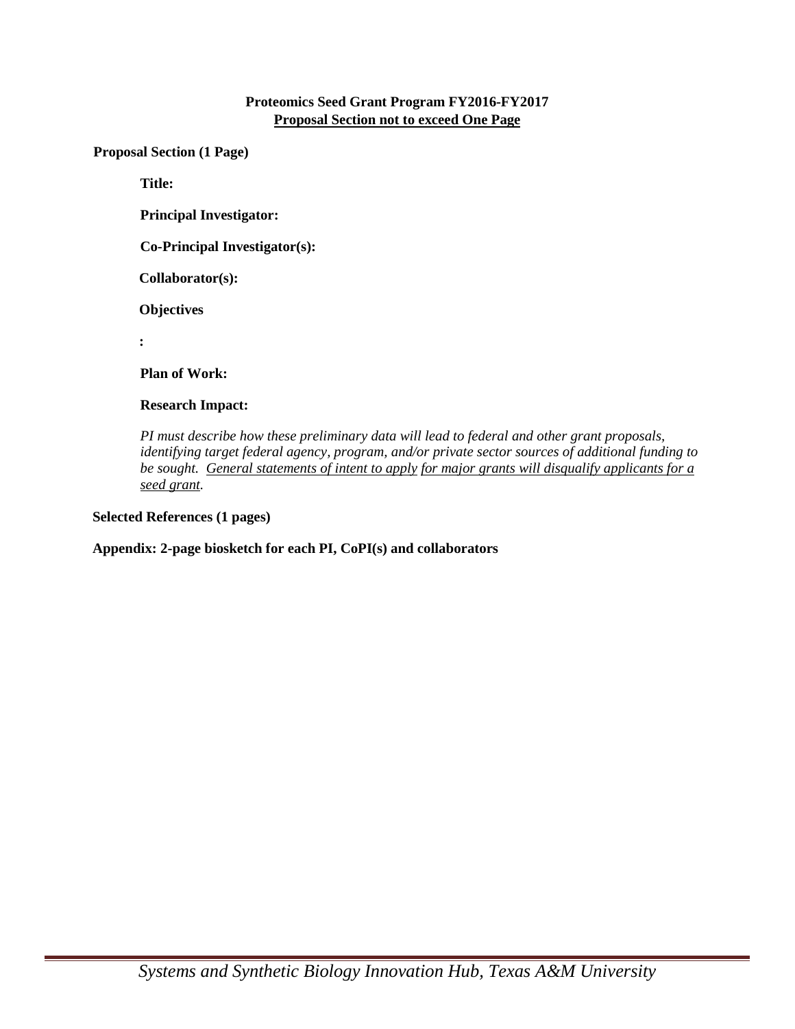**Proteomics Seed Grant Program FY2016-FY2017**
**Proposal Section not to exceed One Page**

**Proposal Section (1 Page)**

**Title:**

**Principal Investigator:**

**Co-Principal Investigator(s):**

**Collaborator(s):**

**Objectives**

**:**

**Plan of Work:**

**Research Impact:**

*PI must describe how these preliminary data will lead to federal and other grant proposals, identifying target federal agency, program, and/or private sector sources of additional funding to be sought. General statements of intent to apply for major grants will disqualify applicants for a seed grant.*

**Selected References (1 pages)**

**Appendix: 2-page biosketch for each PI, CoPI(s) and collaborators**